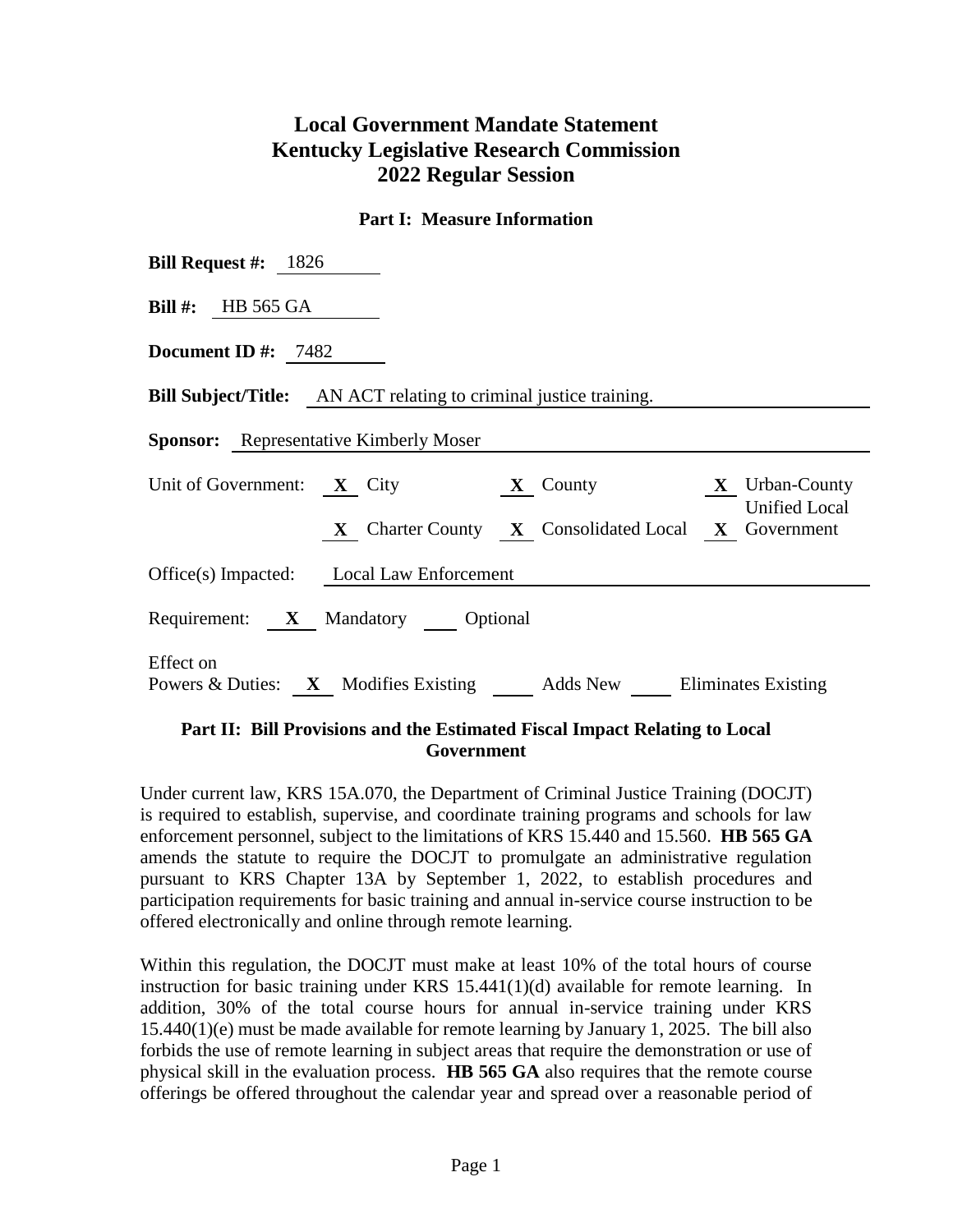# Local Government Mandate Statement
# Kentucky Legislative Research Commission
# 2022 Regular Session

### Part I: Measure Information

**Bill Request #:** 1826

**Bill #:** HB 565 GA

**Document ID #:** 7482

**Bill Subject/Title:** AN ACT relating to criminal justice training.

**Sponsor:** Representative Kimberly Moser

Unit of Government: **X** City **X** County **X** Urban-County Unified Local Government **X** Charter County **X** Consolidated Local **X** Government

Office(s) Impacted: Local Law Enforcement

Requirement: **X** Mandatory ___ Optional

Effect on Powers & Duties: **X** Modifies Existing ___ Adds New ___ Eliminates Existing

### Part II: Bill Provisions and the Estimated Fiscal Impact Relating to Local Government

Under current law, KRS 15A.070, the Department of Criminal Justice Training (DOCJT) is required to establish, supervise, and coordinate training programs and schools for law enforcement personnel, subject to the limitations of KRS 15.440 and 15.560. **HB 565 GA** amends the statute to require the DOCJT to promulgate an administrative regulation pursuant to KRS Chapter 13A by September 1, 2022, to establish procedures and participation requirements for basic training and annual in-service course instruction to be offered electronically and online through remote learning.

Within this regulation, the DOCJT must make at least 10% of the total hours of course instruction for basic training under KRS 15.441(1)(d) available for remote learning. In addition, 30% of the total course hours for annual in-service training under KRS 15.440(1)(e) must be made available for remote learning by January 1, 2025. The bill also forbids the use of remote learning in subject areas that require the demonstration or use of physical skill in the evaluation process. **HB 565 GA** also requires that the remote course offerings be offered throughout the calendar year and spread over a reasonable period of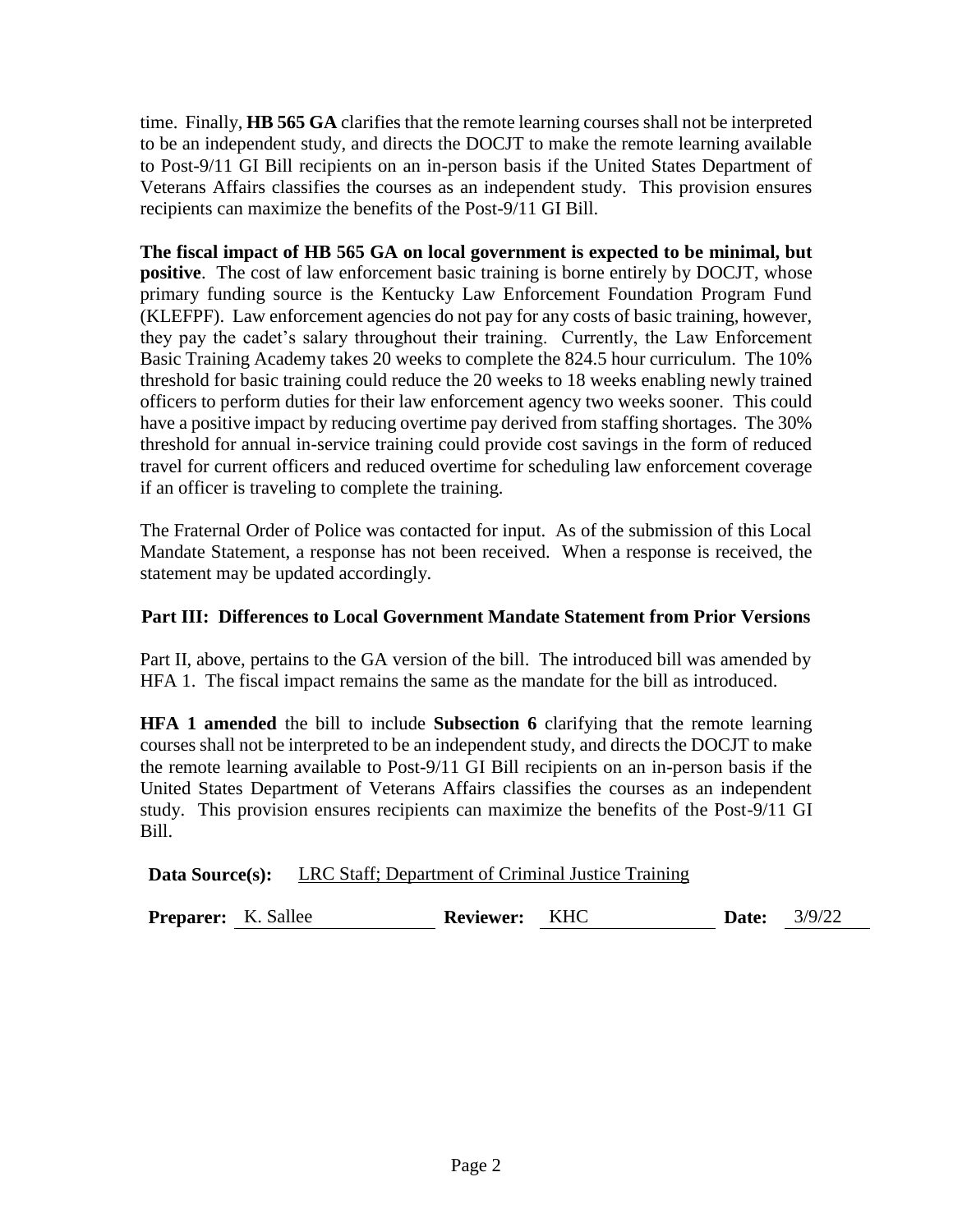time. Finally, **HB 565 GA** clarifies that the remote learning courses shall not be interpreted to be an independent study, and directs the DOCJT to make the remote learning available to Post-9/11 GI Bill recipients on an in-person basis if the United States Department of Veterans Affairs classifies the courses as an independent study. This provision ensures recipients can maximize the benefits of the Post-9/11 GI Bill.

**The fiscal impact of HB 565 GA on local government is expected to be minimal, but positive**. The cost of law enforcement basic training is borne entirely by DOCJT, whose primary funding source is the Kentucky Law Enforcement Foundation Program Fund (KLEFPF). Law enforcement agencies do not pay for any costs of basic training, however, they pay the cadet's salary throughout their training. Currently, the Law Enforcement Basic Training Academy takes 20 weeks to complete the 824.5 hour curriculum. The 10% threshold for basic training could reduce the 20 weeks to 18 weeks enabling newly trained officers to perform duties for their law enforcement agency two weeks sooner. This could have a positive impact by reducing overtime pay derived from staffing shortages. The 30% threshold for annual in-service training could provide cost savings in the form of reduced travel for current officers and reduced overtime for scheduling law enforcement coverage if an officer is traveling to complete the training.

The Fraternal Order of Police was contacted for input. As of the submission of this Local Mandate Statement, a response has not been received. When a response is received, the statement may be updated accordingly.

### Part III: Differences to Local Government Mandate Statement from Prior Versions

Part II, above, pertains to the GA version of the bill. The introduced bill was amended by HFA 1. The fiscal impact remains the same as the mandate for the bill as introduced.

**HFA 1 amended** the bill to include **Subsection 6** clarifying that the remote learning courses shall not be interpreted to be an independent study, and directs the DOCJT to make the remote learning available to Post-9/11 GI Bill recipients on an in-person basis if the United States Department of Veterans Affairs classifies the courses as an independent study. This provision ensures recipients can maximize the benefits of the Post-9/11 GI Bill.

**Data Source(s):** LRC Staff; Department of Criminal Justice Training

**Preparer:** K. Sallee **Reviewer:** KHC **Date:** 3/9/22